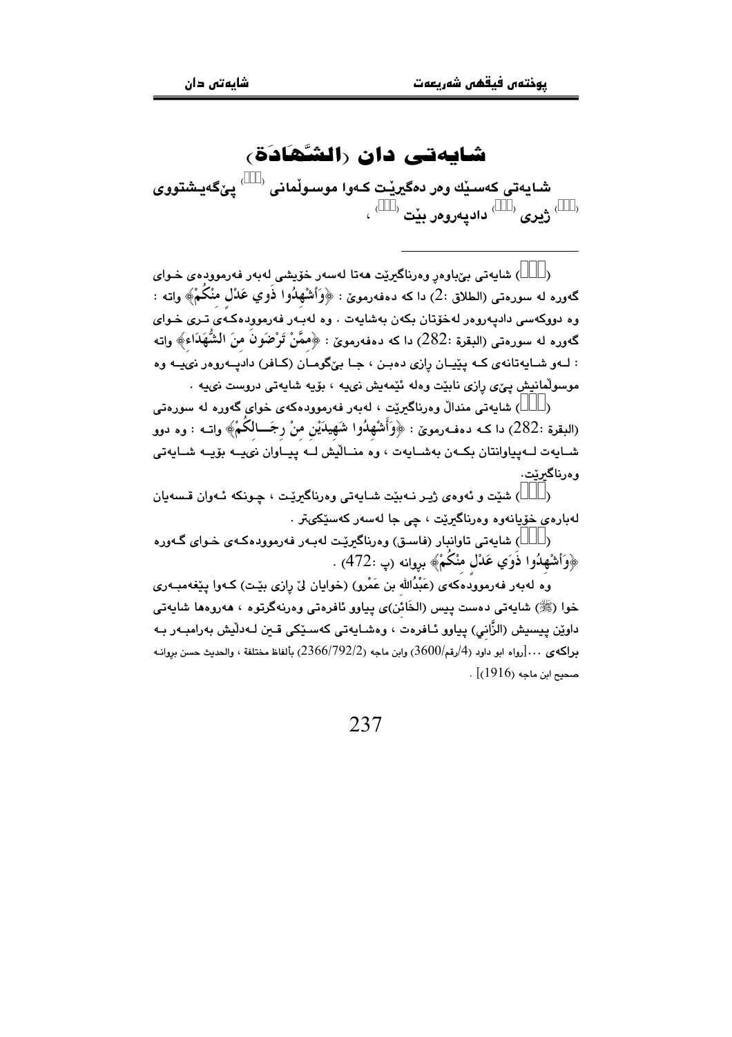# شايەتى دان (الشَّهَادَة)

**شايەتى كەسێك وەر دەگیرێت كەوا موسوڵمانى ([]) پێگەیشتووى ([]) ژیرى ([]) دادپەروەر بێت ([]) ،**

---

([]) شايەتى بێباوەڕ وەرناگیرێت هەتا لەسەر خۆيشى لەبەر فەرموودەى خواى گەورە لە سورەتى (الطلاق :2) دا كە دەفەرموێ : ﴿وَأَشْهِدُوا ذَوَي عَدْلٍ مِنْكُمْ﴾ واتە : وە دووكەسى دادپەروەر لەخۆتان بكەن بەشايەت . وە لەبەر فەرموودەكەى ترى خواى گەورە لە سورەتى (البقرة :282) دا كە دەفەرموێ : ﴿مِمَّنْ تَرْضَوْنَ مِنَ الشُّهَدَاءِ﴾ واتە : لەو شايەتانەى كە پێيان ڕازى دەبن ، جا بێگومان (كافر) دادپەروەر نىيە وە موسوڵمانيش پێى ڕازى نابێت وەلە ئێمەيش نىيە ، بۆيە شايەتى دروست نىيە .

([]) شايەتى منداڵ وەرناگیرێت ، لەبەر فەرموودەكەى خواى گەورە لە سورەتى (البقرة :282) دا كە دەفەرموێ : ﴿وَأَشْهِدُوا شَهِيدَيْنِ مِنْ رِجَالِكُمْ﴾ واتە : وە دوو شايەت لەپياوانتان بكەن بەشايەت ، وە منداڵيش لە پياوان نىيە بۆيە شايەتى وەرناگیرێت.

([]) شێت و ئەوەى ژیر نەبێت شايەتى وەرناگیرێت ، چونكە ئەوان قسەيان لەبارەى خۆيانەوە وەرناگیرێت ، چى جا لەسەر كەسێكىتر .

([]) شايەتى تاوانبار (فاسق) وەرناگیرێت لەبەر فەرموودەكەى خواى گەورە ﴿وَأَشْهِدُوا ذَوَي عَدْلٍ مِنْكُمْ﴾ بڕوانە (پ :472) .

وە لەبەر فەرموودەكەى (عَبْدُالله بن عَمْرو) (خوايان لێ ڕازى بێت) كەوا پێغەمبەرى خوا (ﷺ) شايەتى دەست پيس (الخَائِن)ى پياوو ئافرەتى وەرنەگرتوە ، هەروەها شايەتى داوێن پيسيش (الزَّانِي) پياوو ئافرەت ، وەشايەتى كەسێكى قين لەدڵيش بەرامبەر بە براكەى ...[رواه ابو داود (4/رقم/3600) وابن ماجه (2366/792/2) بألفاظ مختلفة ، والحديث حسن بڕوانە صحيح ابن ماجه (1916)] .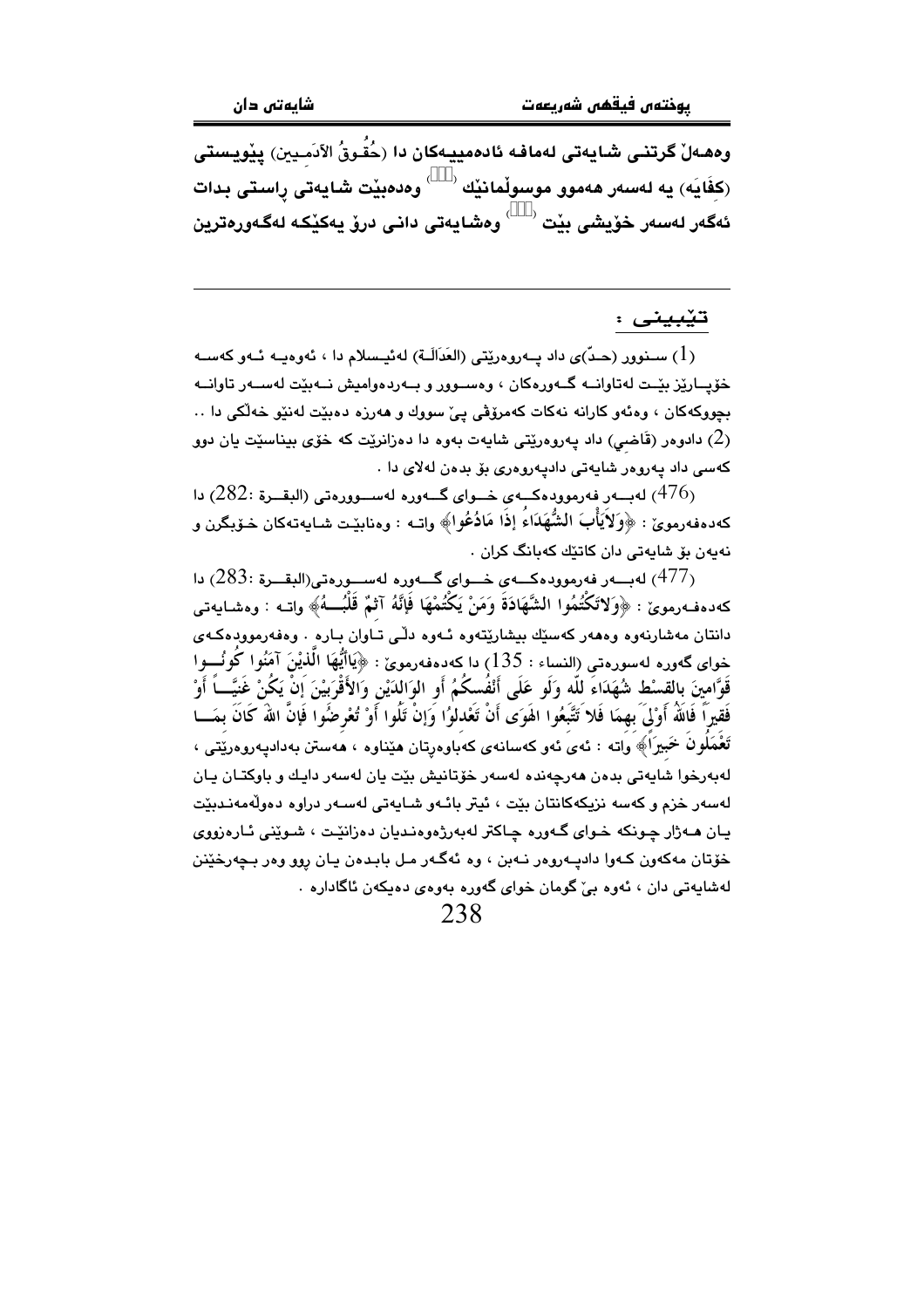وەھەڵ گرتنی شایەتی لەمافە ئادەمییەکان دا (حُقُوقُ الآدَمِيين) پێویستی (كِفَايَه) یە لەسەر ھەموو موسوڵمانێك [476] وەدەبێت شایەتی ڕاستی بدات ئەگەر لەسەر خۆیشی بێت [477] وەشایەتی دانی درۆ یەکێکە لەگەورەترین

---

**تێبینی :**

(1) سنوور (حـدّ)ی داد پـەروەرێتی (العَدَالَـة) لەئیسلام دا ، ئەوەیـە ئـەو کەسـە خۆپـارێز بێـت لەتاوانـە گـەورەکان ، وەسـوور و بـەردەوامیش نـەبێت لەسـەر تاوانـە بچووکەکان ، وەئەو کارانە نەکات کەمرۆڤی پێ سووك و ھەرزە دەبێت لەنێو خەڵکی دا ..

(2) دادوەر (قَاضِي) داد پەروەرێتی شایەت بەوە دا دەزانرێت کە خۆی بیناسێت یان دوو کەسی داد پەروەر شایەتی دادپەروەری بۆ بدەن لەلای دا .

(476) لەبــەر فەرموودەکــەی خــوای گــەورە لەســوورەتی (البقــرة :282) دا کەدەفەرموێ : ﴿وَلاَيَأْبَ الشُّهَدَاءُ إِذَا مَادُعُوا﴾ واتـە : وەنابێـت شـایەتەکان خـۆبگرن و نەیەن بۆ شایەتی دان کاتێك کەبانگ کران .

(477) لەبــەر فەرموودەکــەی خــوای گــەورە لەســورەتی(البقــرة :283) دا کەدەفـەرموێ : ﴿وَلاتَكْتُمُوا الشَّهَادَةَ وَمَنْ يَكْتُمْهَا فَإِنَّهُ آثِمٌ قَلْبُــهُ﴾ واتـە : وەشـایەتی دانتان مەشارنەوە وەھەر کەسێك بیشارێتەوە ئـەوە دڵـی تـاوان بـارە . وەفەرموودەکـەی خوای گەورە لەسورەتی (النساء : 135) دا کەدەفەرموێ : ﴿يَاأَيُّهَا الَّذِيْنَ آمَنُوا كُونُــوا قَوَّامِينَ بِالقِسْطِ شُهَدَاءَ للّه وَلَو عَلَى أَنْفُسِكُمُ أَو الوَالدَيْنِ وَالأَقْرَبِيْنَ إِنْ يَكُنْ غَنِيَّــاً أَوْ فَقِيراً فَاللهُ أَوْلَىَ بِهِمَا فَلا تَتَّبِعُوا الهَوَى أَنْ تَعْدلوُا وَإِنْ تَلْوا أَوْ تُعْرِضُوا فَإِنَّ اللهَ كَانَ بِمَــا تَعْمَلُونَ خَبِيرَاً﴾ واتە : ئەی ئەو کەسانەی کەباوەڕتان ھێناوە ، ھەستن بەدادپەروەرێتی ، لەبەرخوا شایەتی بدەن ھەرچەندە لەسەر خۆتانیش بێت یان لەسەر دایك و باوکتـان یـان لەسەر خزم و کەسە نزیکەکانتان بێت ، ئیتر بائـەو شـایەتی لەسـەر دراوە دەوڵەمەنـدبێت یـان ھـەژار چـونکە خـوای گـەورە چـاکتر لەبەرژەوەنـدیان دەزانێـت ، شـوێنی ئـارەزووی خۆتان مەکەون کـەوا دادپـەروەر نـەبن ، وە ئەگـەر مـل بابـدەن یـان ڕوو وەر بـچەرخێنن لەشایەتی دان ، ئەوە بێ گومان خوای گەورە بەوەی دەیکەن ئاگادارە .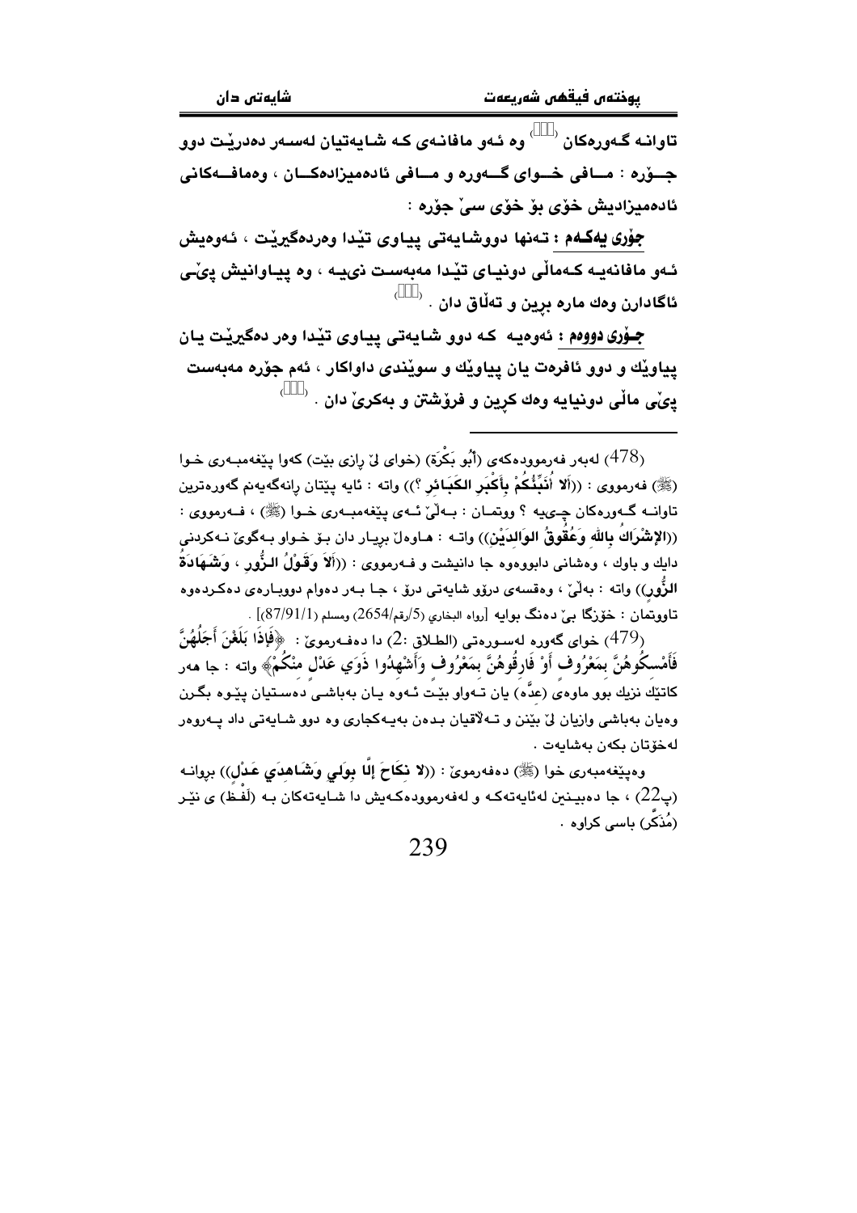تاوانــه گــەورەكان [478] وە ئـەو مافانـەی كـە شـايەتيان لەسـەر دەدرێـت دوو جـــۆرە : مـــافی خـــوای گـــەورە و مـــافی ئادەمیزادەكـــان ، وەمافـــەكانی ئادەمیزادیش خۆی بۆ خۆی سێ جۆرە :

**جۆری یەكـەم :** تـەنها دووشـايەتی پيـاوی تێدا وەردەگیرێت ، ئـەوەيش ئـەو مافانەيـە كـەماڵی دونيـای تێدا مەبەسـت نيـيـە ، وە پيـاوانيش پێـی ئاگادارن وەك مارە برین و تەڵاق دان . [479]

**جـۆری دووەم :** ئەوەيـە كـە دوو شـايەتی پيـاوی تێدا وەر دەگیرێت يـان پياوێك و دوو ئافرەت يان پياوێك و سوێندی داواكار ، ئەم جۆرە مەبەست پێی ماڵی دونيايە وەك كڕين و فرۆشتن و بەكرێ دان . [480]

---

(478) لەبەر فەرموودەكەی (أَبُو بَكْرَة) (خوای لێ ڕازی بێت) كەوا پێغەمبـەری خـوا (ﷺ) فەرمووی : ((أَلا أُنَبِّئُكُمْ بِأَكْبَرِ الكَبَائِرِ ؟)) واتە : ئايە پێتان ڕانەگەيەنم گەورەترين تاوانــە گــەورەكان چـيـيە ؟ ووتمــان : بــەڵێ ئــەی پێغەمبــەری خــوا (ﷺ) ، فــەرمووی : ((**الإِشْرَاكُ بِالله وَعُقُوقُ الوَالِدَيْنِ**)) واتـە : هـاوەڵ بڕيـار دان بـۆ خـواو بـەگوێ نـەكردنی دايك و باوك ، وەشانی دابووەوە جا دانيشت و فـەرمووی : ((**أَلاَ وَقَوْلُ الزُّورِ ، وَشَهَادَةُ الزُّورِ**)) واتە : بەڵێ ، وەقسەی درۆو شايەتی درۆ ، جـا بـەر دەوام دووبـارەی دەكـردەوە تاووتمان : خۆزگا بێ دەنگ بوايە [رواه البخاري (5/رقم/2654) ومسلم (87/91/1)] .

(479) خوای گەورە لەسـورەتی (الطـلاق :2) دا دەفـەرموێ : ﴿فَإِذَا بَلَغْنَ أَجَلَهُنَّ فَأَمْسِكُوهُنَّ بِمَعْرُوفٍ أَوْ فَارِقُوهُنَّ بِمَعْرُوفٍ وَأَشْهِدُوا ذَوَيْ عَدْلٍ مِنْكُمْ﴾ واتە : جا هەر كاتێك نزيك بوو ماوەی (عدَّه) يان تـەواو بێـت ئـەوە يـان بەباشـی دەسـتيان پێـوە بگـرن وەيان بەباشی وازيان لێ بێنن و تـەڵاقيان بـدەن بەيـەكجاری وە دوو شـايەتی داد پـەروەر لەخۆتان بكەن بەشايەت .

وەپێغەمبەری خوا (ﷺ) دەفەرموێ : ((**لا نِكَاحَ إِلَّا بِوَلِيٍ وَشَاهِدَي عَدْلٍ**)) بڕوانـە (پ22) ، جا دەبيـنين لەئايەتەكـە و لەفەرموودەكـەيش دا شـايەتەكان بـە (لَفْظ) ی نێـر (مُذَكَّر) باسی كراوە .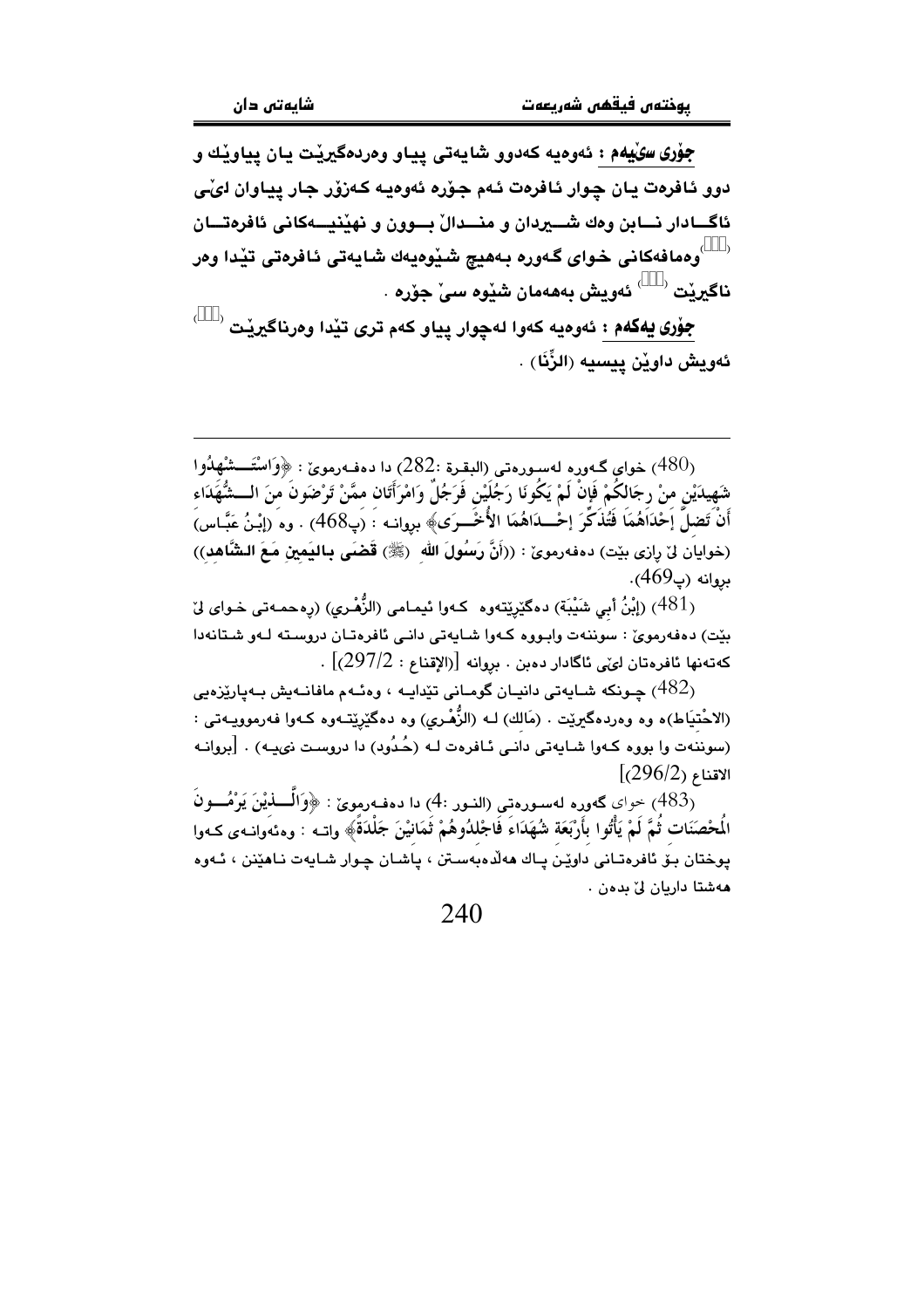**جۆری سێیەم :** ئەوەیە کەدوو شایەتی پیاو وەردەگیرێت یان پیاوێك و دوو ئافرەت یان چوار ئافرەت ئەم جۆرە ئەوەیە کەزۆر جار پیاوان لێی ئاگادار نابن وەك شیردان و منداڵ بوون و نهێنییەکانی ئافرەتان وەمافەکانی خوای گەورە بەهیچ شێوەیەك شایەتی ئافرەتی تێدا وەر ناگیرێت [482] ئەویش بەهەمان شێوە سێ جۆرە .

**جۆری یەکەم :** ئەوەیە کەوا لەچوار پیاو کەم تری تێدا وەرناگیرێت [483] ئەویش داوێن پیسیە (الزِّنَا) .

---

(480) خوای گەورە لەسورەتی (البقرة :282) دا دەفەرموێ : ﴿وَاسْتَشْهِدُوا شَهِيدَيْنِ مِنْ رِجَالِكُمْ فَإِنْ لَمْ يَكُونَا رَجُلَيْنِ فَرَجُلٌ وَامْرَأَتَانِ مِمَّنْ تَرْضَوْنَ مِنَ الشُّهَدَاءِ أَنْ تَضِلَّ إِحْدَاهُمَا فَتُذَكِّرَ إِحْدَاهُمَا الأُخْرَى﴾ بڕوانە : (پ468) . وە (إِبْنُ عَبَّاس) (خوایان لێ ڕازی بێت) دەفەرموێ : ((أَنَّ رَسُولَ اللهِ (ﷺ) قَضَى باليَمِينِ مَعَ الشَّاهِد)) بڕوانە (پ469).

(481) (إِبْنُ أَبِي شَيْبَة) دەگێڕێتەوە کەوا ئیمامی (الزُّهْرِي) (ڕەحمەتی خوای لێ بێت) دەفەرموێ : سوننەت وابووە کەوا شایەتی دانی ئافرەتان دروستە لەو شتانەدا کەتەنها ئافرەتان لێی ئاگادار دەبن . بڕوانە [(الإقناع : 297/2)] .

(482) چونکە شایەتی دانیان گومانی تێدایە ، وەئەم مافانەیش بەپارێزەیی (الاحْتِيَاط)ە وە وەردەگیرێت . (مَالِك) لە (الزُّهْرِي) وە دەگێڕێتەوە کەوا فەرموویەتی : (سوننەت وا بووە کەوا شایەتی دانی ئافرەت لە (حُدُود) دا دروست نییە) . [بڕوانە الاقناع (296/2)]

(483) خوای گەورە لەسورەتی (النور :4) دا دەفەرموێ : ﴿وَالَّذِيْنَ يَرْمُونَ الْمُحْصَنَاتِ ثُمَّ لَمْ يَأْتُوا بِأَرْبَعَةِ شُهَدَاءَ فَاجْلِدُوهُمْ ثَمَانِيْنَ جَلْدَةً﴾ واتە : وەئەوانەی کەوا بوختان بۆ ئافرەتانی داوێن پاك هەڵدەبەستن ، پاشان چوار شایەت ناهێنن ، ئەوە هەشتا داریان لێ بدەن .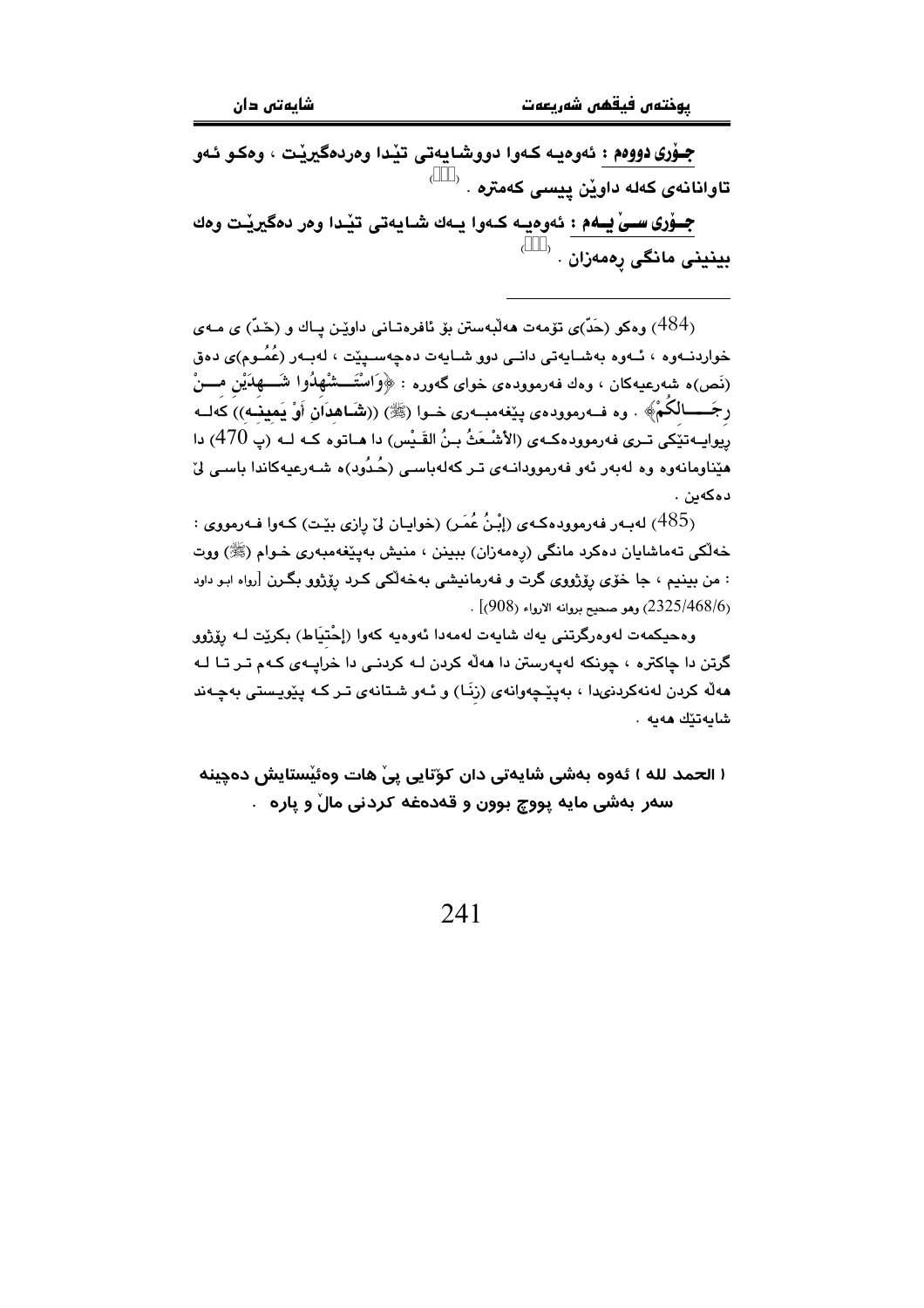**جـۆری دووەم :** ئەوەیـە کـەوا دووشـایەتی تێدا وەردەگیرێت ، وەکـو ئـەو تاوانانەی کەلە داوێن پیسی کەمترە . [484]

**جـۆری سـێ یـەم :** ئەوەیـە کـەوا یـەك شـایەتی تێدا وەر دەگیرێـت وەك بینینی مانگی ڕەمەزان . [485]

---

(484) وەکو (حَدّ)ی تۆمەت هەڵبەستن بۆ ئافرەتـانی داوێن پـاك و (حَـدّ) ی مـەی خواردنــەوە ، ئــەوە بەشـایەتی دانـی دوو شـایەت دەچەسـپێت ، لەبـەر (عُمُـوم)ی دەق (نَص)ە شەرعیەکان ، وەك فەرموودەی خوای گەورە : ﴿وَاسْتَشْهِدُوا شَهِيدَيْنِ مِنْ رِجَالِكُمْ﴾ . وە فـەرموودەی پێغەمبـەری خـوا (ﷺ) ((شَاهِدَانِ أَوْ يَمِينُه)) کەلـە ڕیوایـەتێکی تـری فەرموودەکـەی (الأَشْعَثُ بنُ القَيْس) دا هـاتوە کـە لـە (پ 470) دا هێناومانەوە وە لەبەر ئەو فەرموودانـەی تـر کەلەباسـی (حُـدُود)ە شـەرعیەکاندا باسـی لێ دەکەین .

(485) لەبـەر فەرموودەکـەی (إبْـنُ عُمَـر) (خوایـان لێ ڕازی بێـت) کـەوا فـەرمووی : خەڵکی تەماشایان دەکرد مانگی (ڕەمەزان) ببینن ، منیش بەپێغەمبەری خـوام (ﷺ) ووت : من بینیم ، جا خۆی ڕۆژووی گرت و فەرمانیشی بەخەڵکی کـرد ڕۆژوو بگـرن [رواه ابـو داود (2325/468/6) وهو صحيح بروانه الارواء (908)] .

وەحیکمەت لەوەرگرتنی یەك شایەت لەمەدا ئەوەیە کەوا (إحْتِيَاط) بکرێت لـە ڕۆژوو گرتن دا چاکترە ، چونکە لەپەرستن دا هەڵە کردن لـە کردنـی دا خراپـەی کـەم تـر تـا لـە هەڵە کردن لەنەکردنیدا ، بەپێچەوانەی (زِنَـا) و ئـەو شـتانەی تـر کـە پێویـستی بەچـەند شایەتێك هەیە .

**( الحمد لله ) ئەوە بەشی شایەتی دان کۆتایی پێ هات وەئێستایش دەچینە سەر بەشی مایە پووچ بوون و قەدەغە کردنی ماڵ و پارە .**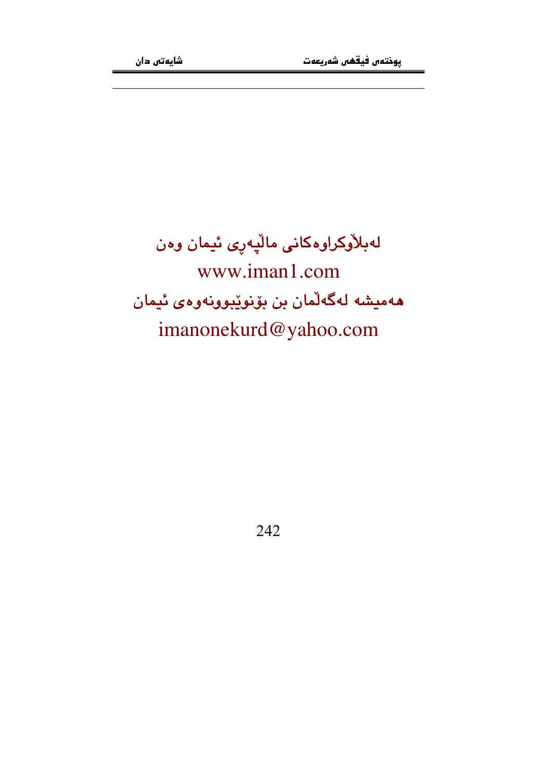لەبڵاوکراوەکانی ماڵپەڕی ئیمان وەن

www.iman1.com

هەمیشە لەگەڵمان بن بۆنوێبوونەوەی ئیمان

imanonekurd@yahoo.com